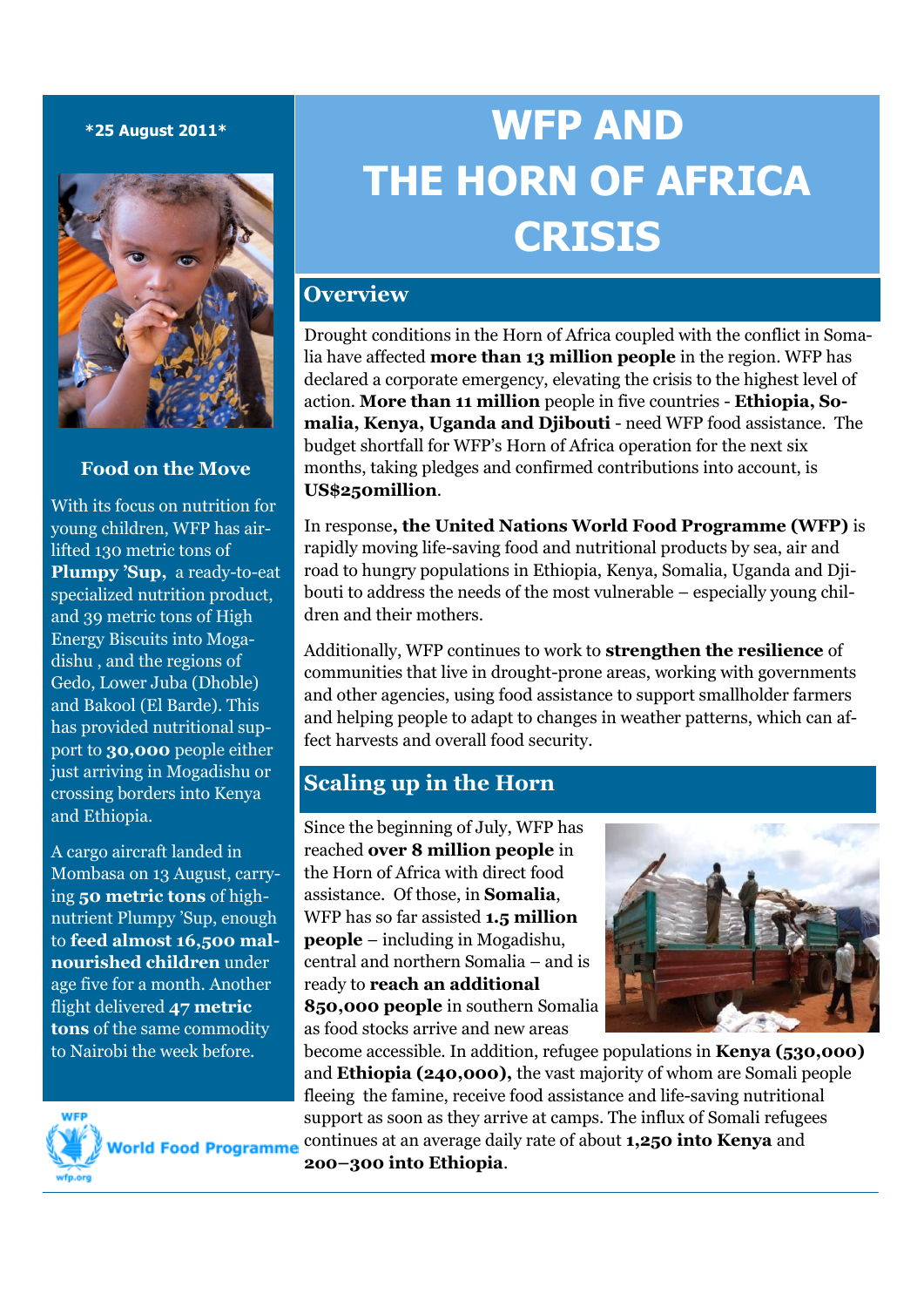*25 August 2011*

# WFP AND THE HORN OF AFRICA CRISIS

## Overview

Drought conditions in the Horn of Africa coupled with the conflict in Somalia have affected **more than 13 million people** in the region. WFP has declared a corporate emergency, elevating the crisis to the highest level of action. **More than 11 million** people in five countries - **Ethiopia, Somalia, Kenya, Uganda and Djibouti** - need WFP food assistance. The budget shortfall for WFP's Horn of Africa operation for the next six months, taking pledges and confirmed contributions into account, is **US$250million**.

In response**, the United Nations World Food Programme (WFP)** is rapidly moving life-saving food and nutritional products by sea, air and road to hungry populations in Ethiopia, Kenya, Somalia, Uganda and Djibouti to address the needs of the most vulnerable – especially young children and their mothers.

Additionally, WFP continues to work to **strengthen the resilience** of communities that live in drought-prone areas, working with governments and other agencies, using food assistance to support smallholder farmers and helping people to adapt to changes in weather patterns, which can affect harvests and overall food security.

## Scaling up in the Horn

Since the beginning of July, WFP has reached **over 8 million people** in the Horn of Africa with direct food assistance. Of those, in **Somalia**, WFP has so far assisted **1.5 million people** – including in Mogadishu, central and northern Somalia – and is ready to **reach an additional 850,000 people** in southern Somalia as food stocks arrive and new areas become accessible. In addition, refugee populations in **Kenya (530,000)** and **Ethiopia (240,000),** the vast majority of whom are Somali people fleeing the famine, receive food assistance and life-saving nutritional support as soon as they arrive at camps. The influx of Somali refugees continues at an average daily rate of about **1,250 into Kenya** and **200–300 into Ethiopia**.

### Food on the Move

With its focus on nutrition for young children, WFP has airlifted 130 metric tons of **Plumpy 'Sup,** a ready-to-eat specialized nutrition product, and 39 metric tons of High Energy Biscuits into Mogadishu , and the regions of Gedo, Lower Juba (Dhoble) and Bakool (El Barde). This has provided nutritional support to **30,000** people either just arriving in Mogadishu or crossing borders into Kenya and Ethiopia.

A cargo aircraft landed in Mombasa on 13 August, carrying **50 metric tons** of high-nutrient Plumpy 'Sup, enough to **feed almost 16,500 malnourished children** under age five for a month. Another flight delivered **47 metric tons** of the same commodity to Nairobi the week before.

WFP World Food Programme wfp.org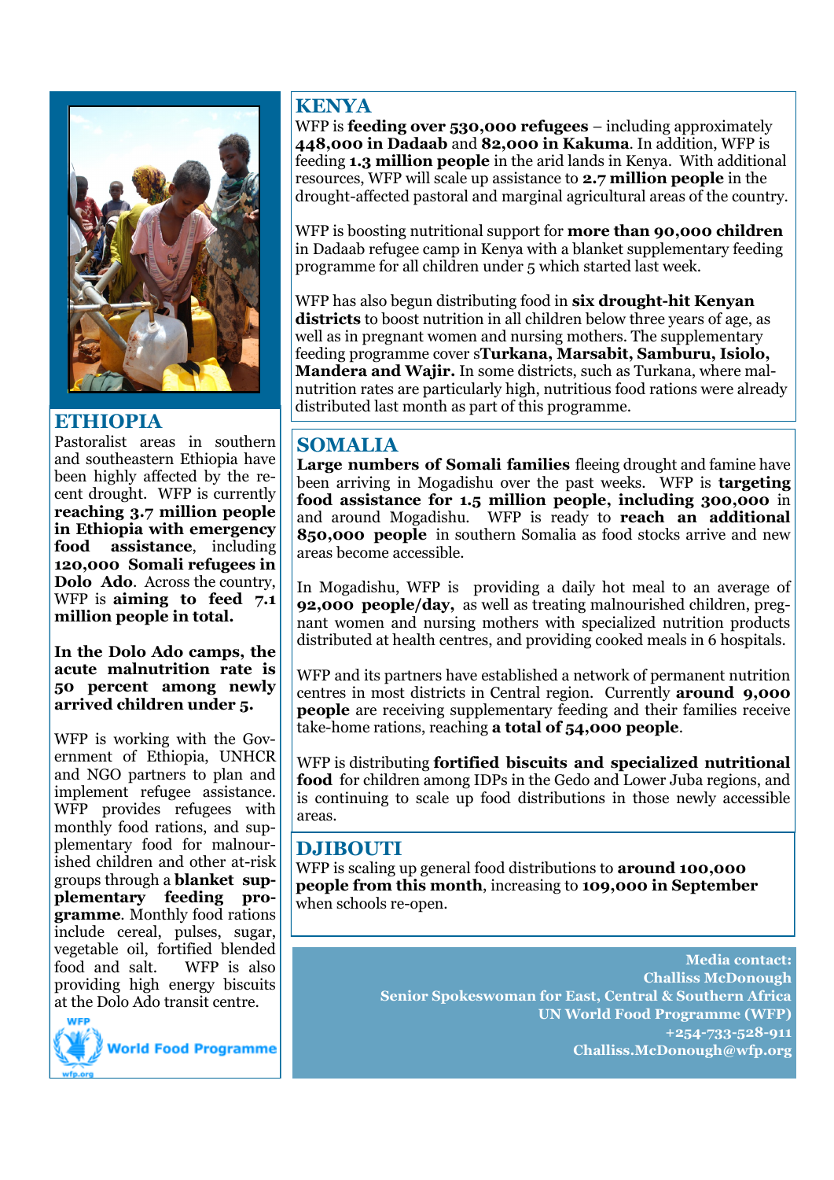## ETHIOPIA

Pastoralist areas in southern and southeastern Ethiopia have been highly affected by the recent drought. WFP is currently **reaching 3.7 million people in Ethiopia with emergency food assistance**, including **120,000 Somali refugees in Dolo Ado**. Across the country, WFP is **aiming to feed 7.1 million people in total.**

**In the Dolo Ado camps, the acute malnutrition rate is 50 percent among newly arrived children under 5.**

WFP is working with the Government of Ethiopia, UNHCR and NGO partners to plan and implement refugee assistance. WFP provides refugees with monthly food rations, and supplementary food for malnourished children and other at-risk groups through a **blanket supplementary feeding programme**. Monthly food rations include cereal, pulses, sugar, vegetable oil, fortified blended food and salt. WFP is also providing high energy biscuits at the Dolo Ado transit centre.

## KENYA

WFP is **feeding over 530,000 refugees** – including approximately **448,000 in Dadaab** and **82,000 in Kakuma**. In addition, WFP is feeding **1.3 million people** in the arid lands in Kenya. With additional resources, WFP will scale up assistance to **2.7 million people** in the drought-affected pastoral and marginal agricultural areas of the country.

WFP is boosting nutritional support for **more than 90,000 children** in Dadaab refugee camp in Kenya with a blanket supplementary feeding programme for all children under 5 which started last week.

WFP has also begun distributing food in **six drought-hit Kenyan districts** to boost nutrition in all children below three years of age, as well as in pregnant women and nursing mothers. The supplementary feeding programme cover s**Turkana, Marsabit, Samburu, Isiolo, Mandera and Wajir.** In some districts, such as Turkana, where malnutrition rates are particularly high, nutritious food rations were already distributed last month as part of this programme.

## SOMALIA

**Large numbers of Somali families** fleeing drought and famine have been arriving in Mogadishu over the past weeks. WFP is **targeting food assistance for 1.5 million people, including 300,000** in and around Mogadishu. WFP is ready to **reach an additional 850,000 people** in southern Somalia as food stocks arrive and new areas become accessible.

In Mogadishu, WFP is providing a daily hot meal to an average of **92,000 people/day,** as well as treating malnourished children, pregnant women and nursing mothers with specialized nutrition products distributed at health centres, and providing cooked meals in 6 hospitals.

WFP and its partners have established a network of permanent nutrition centres in most districts in Central region. Currently **around 9,000 people** are receiving supplementary feeding and their families receive take-home rations, reaching **a total of 54,000 people**.

WFP is distributing **fortified biscuits and specialized nutritional food** for children among IDPs in the Gedo and Lower Juba regions, and is continuing to scale up food distributions in those newly accessible areas.

## DJIBOUTI

WFP is scaling up general food distributions to **around 100,000 people from this month**, increasing to **109,000 in September** when schools re-open.

**Media contact:**
**Challiss McDonough**
**Senior Spokeswoman for East, Central & Southern Africa**
**UN World Food Programme (WFP)**
**+254-733-528-911**
**Challiss.McDonough@wfp.org**

WFP World Food Programme wfp.org